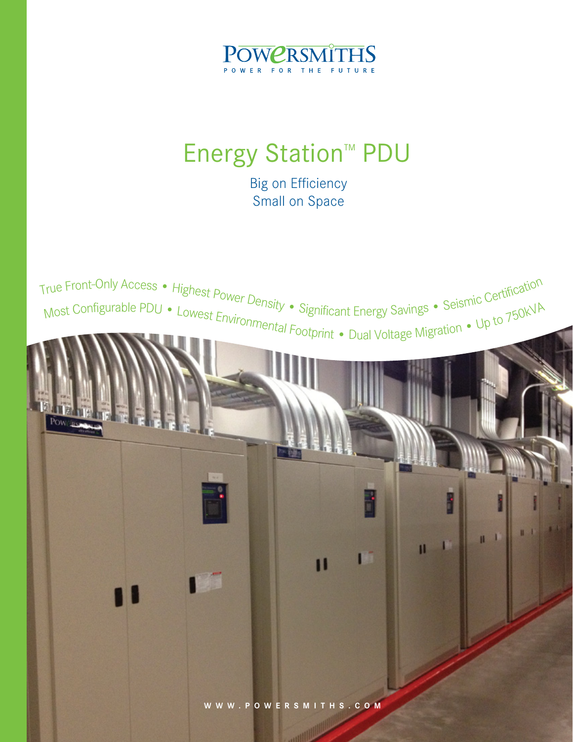POWERSMITHS

POWER FOR THE FUTURE

# Energy Station™ PDU

Big on Efficiency
Small on Space

True Front-Only Access • Highest Power Density • Significant Energy Savings • Seismic Certification
Most Configurable PDU • Lowest Environmental Footprint • Dual Voltage Migration • Up to 750kVA

WWW.POWERSMITHS.COM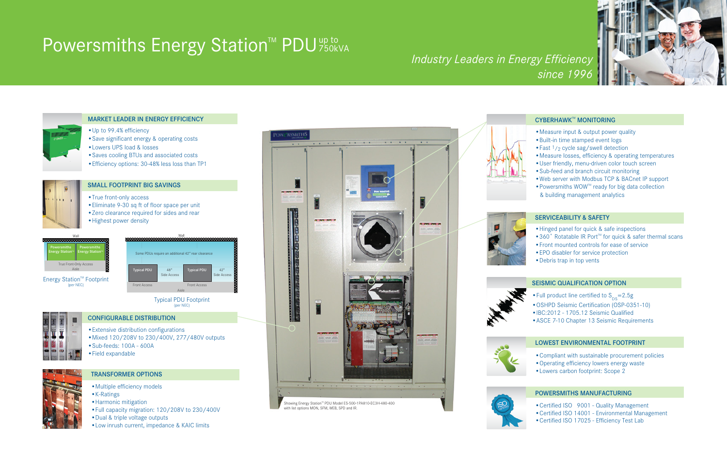# Powersmiths Energy Station™ PDU up to 750kVA

*Industry Leaders in Energy Efficiency since 1996*

## MARKET LEADER IN ENERGY EFFICIENCY

- Up to 99.4% efficiency
- Save significant energy & operating costs
- Lowers UPS load & losses
- Saves cooling BTUs and associated costs
- Efficiency options: 30-48% less loss than TP1

## SMALL FOOTPRINT BIG SAVINGS

- True front-only access
- Eliminate 9-30 sq ft of floor space per unit
- Zero clearance required for sides and rear
- Highest power density

Wall | Powersmiths Energy Station™ | Powersmiths Energy Station™ | True Front-Only Access | Aisle

Energy Station™ Footprint (per NEC)

Wall | Some PDUs require an additional 42" rear clearance | Typical PDU | 48" Side Access | Typical PDU | 42" Side Access | Front Access | Front Access | Aisle

Typical PDU Footprint (per NEC)

## CONFIGURABLE DISTRIBUTION

- Extensive distribution configurations
- Mixed 120/208V to 230/400V, 277/480V outputs
- Sub-feeds: 100A - 600A
- Field expandable

## TRANSFORMER OPTIONS

- Multiple efficiency models
- K-Ratings
- Harmonic mitigation
- Full capacity migration: 120/208V to 230/400V
- Dual & triple voltage outputs
- Low inrush current, impedance & KAIC limits

Showing Energy Station™ PDU Model ES-500-1PA810-EC3H-480-400 with list options MON, SFM, WEB, SPD and IR.

## CYBERHAWK™ MONITORING

- Measure input & output power quality
- Built-in time stamped event logs
- Fast 1/2 cycle sag/swell detection
- Measure losses, efficiency & operating temperatures
- User friendly, menu-driven color touch screen
- Sub-feed and branch circuit monitoring
- Web server with Modbus TCP & BACnet IP support
- Powersmiths WOW™ ready for big data collection & building management analytics

## SERVICEABILITY & SAFETY

- Hinged panel for quick & safe inspections
- 360° Rotatable IR Port™ for quick & safer thermal scans
- Front mounted controls for ease of service
- EPO disabler for service protection
- Debris trap in top vents

## SEISMIC QUALIFICATION OPTION

- Full product line certified to $S_{DS}=2.5g$
- OSHPD Seismic Certification (OSP-0351-10)
- IBC:2012 - 1705.12 Seismic Qualified
- ASCE 7-10 Chapter 13 Seismic Requirements

## LOWEST ENVIRONMENTAL FOOTPRINT

- Compliant with sustainable procurement policies
- Operating efficiency lowers energy waste
- Lowers carbon footprint: Scope 2

## POWERSMITHS MANUFACTURING

- Certified ISO 9001 - Quality Management
- Certified ISO 14001 - Environmental Management
- Certified ISO 17025 - Efficiency Test Lab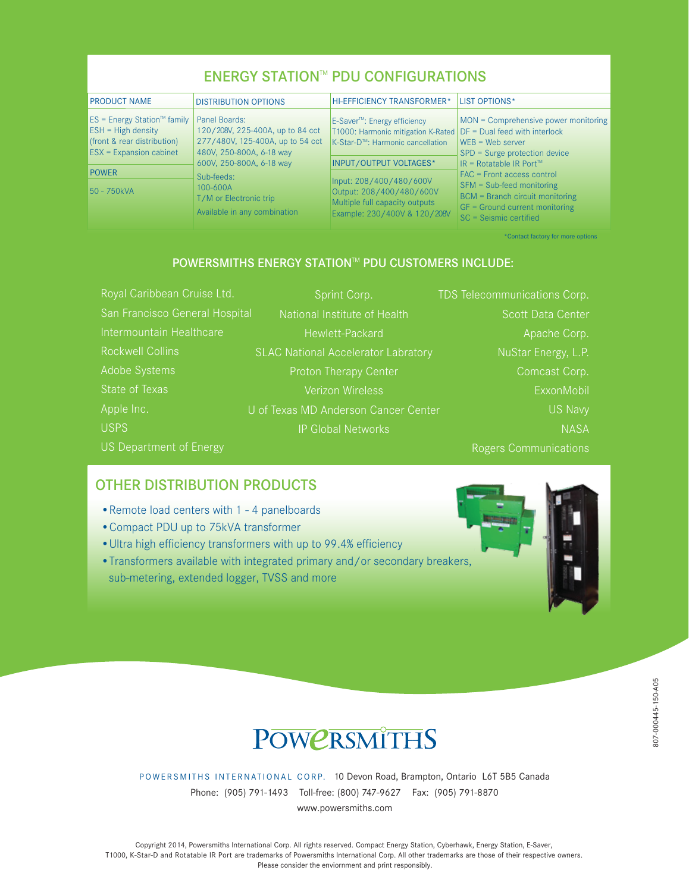## ENERGY STATION™ PDU CONFIGURATIONS

| PRODUCT NAME | DISTRIBUTION OPTIONS | HI-EFFICIENCY TRANSFORMER* | LIST OPTIONS* |
|---|---|---|---|
| ES = Energy Station™ family<br>ESH = High density (front & rear distribution)<br>ESX = Expansion cabinet<br><br>**POWER**<br>50 - 750kVA | Panel Boards:<br>120/208V, 225-400A, up to 84 cct<br>277/480V, 125-400A, up to 54 cct<br>480V, 250-800A, 6-18 way<br>600V, 250-800A, 6-18 way<br>Sub-feeds:<br>100-600A<br>T/M or Electronic trip<br>Available in any combination | E-Saver™: Energy efficiency<br>T1000: Harmonic mitigation K-Rated<br>K-Star-D™: Harmonic cancellation<br><br>**INPUT/OUTPUT VOLTAGES***<br>Input: 208/400/480/600V<br>Output: 208/400/480/600V<br>Multiple full capacity outputs<br>Example: 230/400V & 120/208V | MON = Comprehensive power monitoring<br>DF = Dual feed with interlock<br>WEB = Web server<br>SPD = Surge protection device<br>IR = Rotatable IR Port™<br>FAC = Front access control<br>SFM = Sub-feed monitoring<br>BCM = Branch circuit monitoring<br>GF = Ground current monitoring<br>SC = Seismic certified |

*Contact factory for more options

## POWERSMITHS ENERGY STATION™ PDU CUSTOMERS INCLUDE:

Royal Caribbean Cruise Ltd.
San Francisco General Hospital
Intermountain Healthcare
Rockwell Collins
Adobe Systems
State of Texas
Apple Inc.
USPS
US Department of Energy

Sprint Corp.
National Institute of Health
Hewlett-Packard
SLAC National Accelerator Labratory
Proton Therapy Center
Verizon Wireless
U of Texas MD Anderson Cancer Center
IP Global Networks

TDS Telecommunications Corp.
Scott Data Center
Apache Corp.
NuStar Energy, L.P.
Comcast Corp.
ExxonMobil
US Navy
NASA
Rogers Communications

## OTHER DISTRIBUTION PRODUCTS

- Remote load centers with 1 - 4 panelboards
- Compact PDU up to 75kVA transformer
- Ultra high efficiency transformers with up to 99.4% efficiency
- Transformers available with integrated primary and/or secondary breakers, sub-metering, extended logger, TVSS and more

POWERSMITHS

POWERSMITHS INTERNATIONAL CORP. 10 Devon Road, Brampton, Ontario L6T 5B5 Canada
Phone: (905) 791-1493 Toll-free: (800) 747-9627 Fax: (905) 791-8870
www.powersmiths.com

807-000445-150-A05

Copyright 2014, Powersmiths International Corp. All rights reserved. Compact Energy Station, Cyberhawk, Energy Station, E-Saver, T1000, K-Star-D and Rotatable IR Port are trademarks of Powersmiths International Corp. All other trademarks are those of their respective owners. Please consider the enviornment and print responsibly.